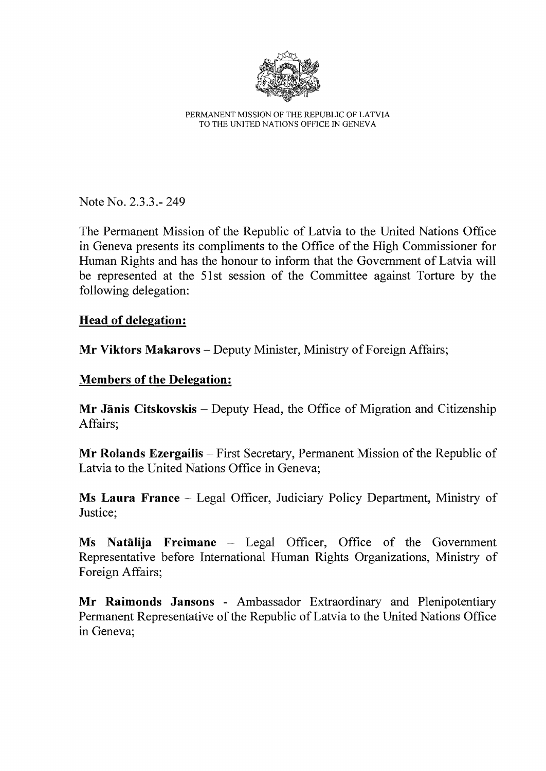PERMANENT MISSION OF THE REPUBLIC OF LATVIA
TO THE UNITED NATIONS OFFICE IN GENEVA

Note No. 2.3.3.- 249

The Permanent Mission of the Republic of Latvia to the United Nations Office in Geneva presents its compliments to the Office of the High Commissioner for Human Rights and has the honour to inform that the Government of Latvia will be represented at the 51st session of the Committee against Torture by the following delegation:

**Head of delegation:**

**Mr Viktors Makarovs** – Deputy Minister, Ministry of Foreign Affairs;

**Members of the Delegation:**

**Mr Jānis Citskovskis** – Deputy Head, the Office of Migration and Citizenship Affairs;

**Mr Rolands Ezergailis** – First Secretary, Permanent Mission of the Republic of Latvia to the United Nations Office in Geneva;

**Ms Laura France** – Legal Officer, Judiciary Policy Department, Ministry of Justice;

**Ms Natālija Freimane** – Legal Officer, Office of the Government Representative before International Human Rights Organizations, Ministry of Foreign Affairs;

**Mr Raimonds Jansons** - Ambassador Extraordinary and Plenipotentiary Permanent Representative of the Republic of Latvia to the United Nations Office in Geneva;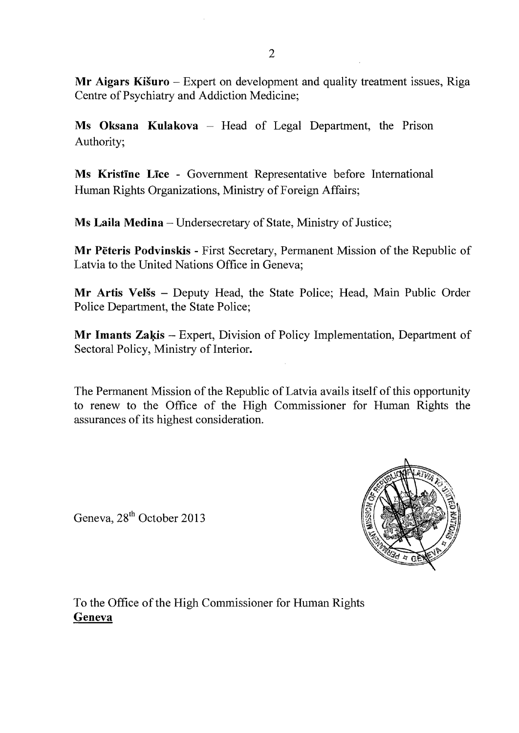**Mr Aigars Kišuro** – Expert on development and quality treatment issues, Riga Centre of Psychiatry and Addiction Medicine;

**Ms Oksana Kulakova** – Head of Legal Department, the Prison Authority;

**Ms Kristīne Līce** - Government Representative before International Human Rights Organizations, Ministry of Foreign Affairs;

**Ms Laila Medina** – Undersecretary of State, Ministry of Justice;

**Mr Pēteris Podvinskis** - First Secretary, Permanent Mission of the Republic of Latvia to the United Nations Office in Geneva;

**Mr Artis Velšs** – Deputy Head, the State Police; Head, Main Public Order Police Department, the State Police;

**Mr Imants Zaķis** – Expert, Division of Policy Implementation, Department of Sectoral Policy, Ministry of Interior.

The Permanent Mission of the Republic of Latvia avails itself of this opportunity to renew to the Office of the High Commissioner for Human Rights the assurances of its highest consideration.

Geneva, 28th October 2013

To the Office of the High Commissioner for Human Rights
**Geneva**